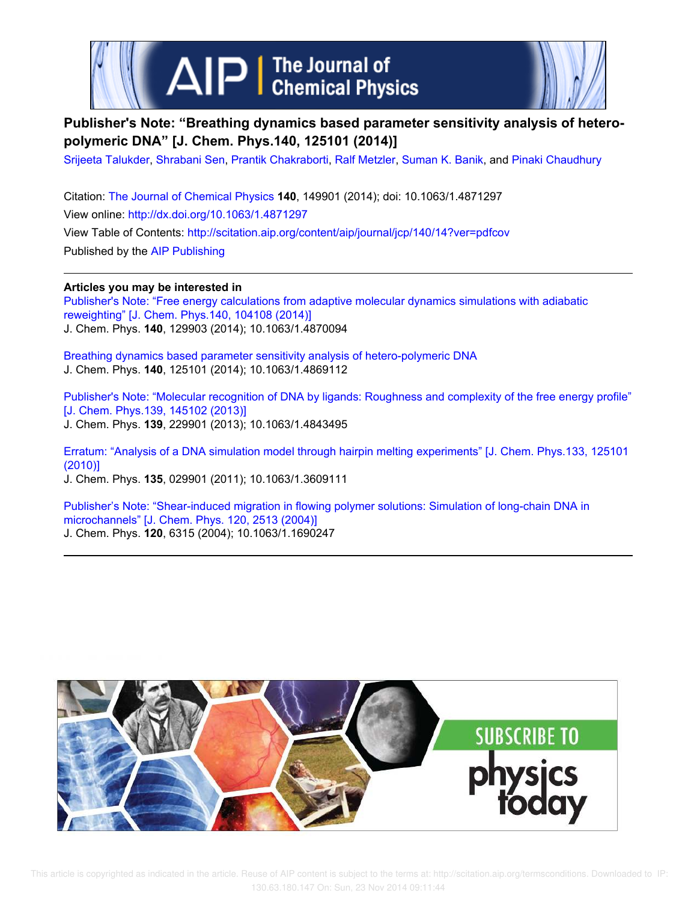# Publisher's Note: "Breathing dynamics based parameter sensitivity analysis of hetero-polymeric DNA" [J. Chem. Phys.140, 125101 (2014)]

Srijeeta Talukder, Shrabani Sen, Prantik Chakraborti, Ralf Metzler, Suman K. Banik, and Pinaki Chaudhury

Citation: The Journal of Chemical Physics **140**, 149901 (2014); doi: 10.1063/1.4871297

View online: http://dx.doi.org/10.1063/1.4871297

View Table of Contents: http://scitation.aip.org/content/aip/journal/jcp/140/14?ver=pdfcov

Published by the AIP Publishing

---

**Articles you may be interested in**

Publisher's Note: "Free energy calculations from adaptive molecular dynamics simulations with adiabatic reweighting" [J. Chem. Phys.140, 104108 (2014)]
J. Chem. Phys. **140**, 129903 (2014); 10.1063/1.4870094

Breathing dynamics based parameter sensitivity analysis of hetero-polymeric DNA
J. Chem. Phys. **140**, 125101 (2014); 10.1063/1.4869112

Publisher's Note: "Molecular recognition of DNA by ligands: Roughness and complexity of the free energy profile" [J. Chem. Phys.139, 145102 (2013)]
J. Chem. Phys. **139**, 229901 (2013); 10.1063/1.4843495

Erratum: "Analysis of a DNA simulation model through hairpin melting experiments" [J. Chem. Phys.133, 125101 (2010)]
J. Chem. Phys. **135**, 029901 (2011); 10.1063/1.3609111

Publisher's Note: "Shear-induced migration in flowing polymer solutions: Simulation of long-chain DNA in microchannels" [J. Chem. Phys. 120, 2513 (2004)]
J. Chem. Phys. **120**, 6315 (2004); 10.1063/1.1690247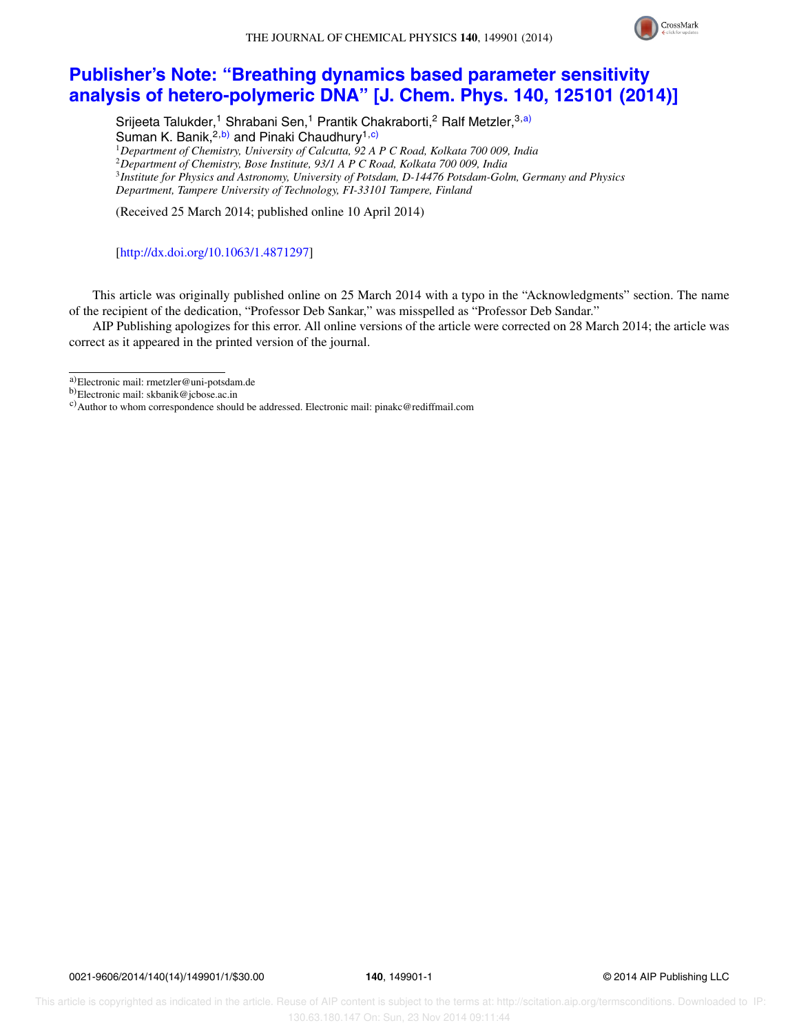# Publisher's Note: "Breathing dynamics based parameter sensitivity analysis of hetero-polymeric DNA" [J. Chem. Phys. 140, 125101 (2014)]

Srijeeta Talukder,[1] Shrabani Sen,[1] Prantik Chakraborti,[2] Ralf Metzler,[3,a)] Suman K. Banik,[2,b)] and Pinaki Chaudhury[1,c)]

[1]*Department of Chemistry, University of Calcutta, 92 A P C Road, Kolkata 700 009, India*
[2]*Department of Chemistry, Bose Institute, 93/1 A P C Road, Kolkata 700 009, India*
[3]*Institute for Physics and Astronomy, University of Potsdam, D-14476 Potsdam-Golm, Germany and Physics Department, Tampere University of Technology, FI-33101 Tampere, Finland*

(Received 25 March 2014; published online 10 April 2014)

[http://dx.doi.org/10.1063/1.4871297]

This article was originally published online on 25 March 2014 with a typo in the "Acknowledgments" section. The name of the recipient of the dedication, "Professor Deb Sankar," was misspelled as "Professor Deb Sandar."

AIP Publishing apologizes for this error. All online versions of the article were corrected on 28 March 2014; the article was correct as it appeared in the printed version of the journal.

---

a)Electronic mail: rmetzler@uni-potsdam.de
b)Electronic mail: skbanik@jcbose.ac.in
c)Author to whom correspondence should be addressed. Electronic mail: pinakc@rediffmail.com